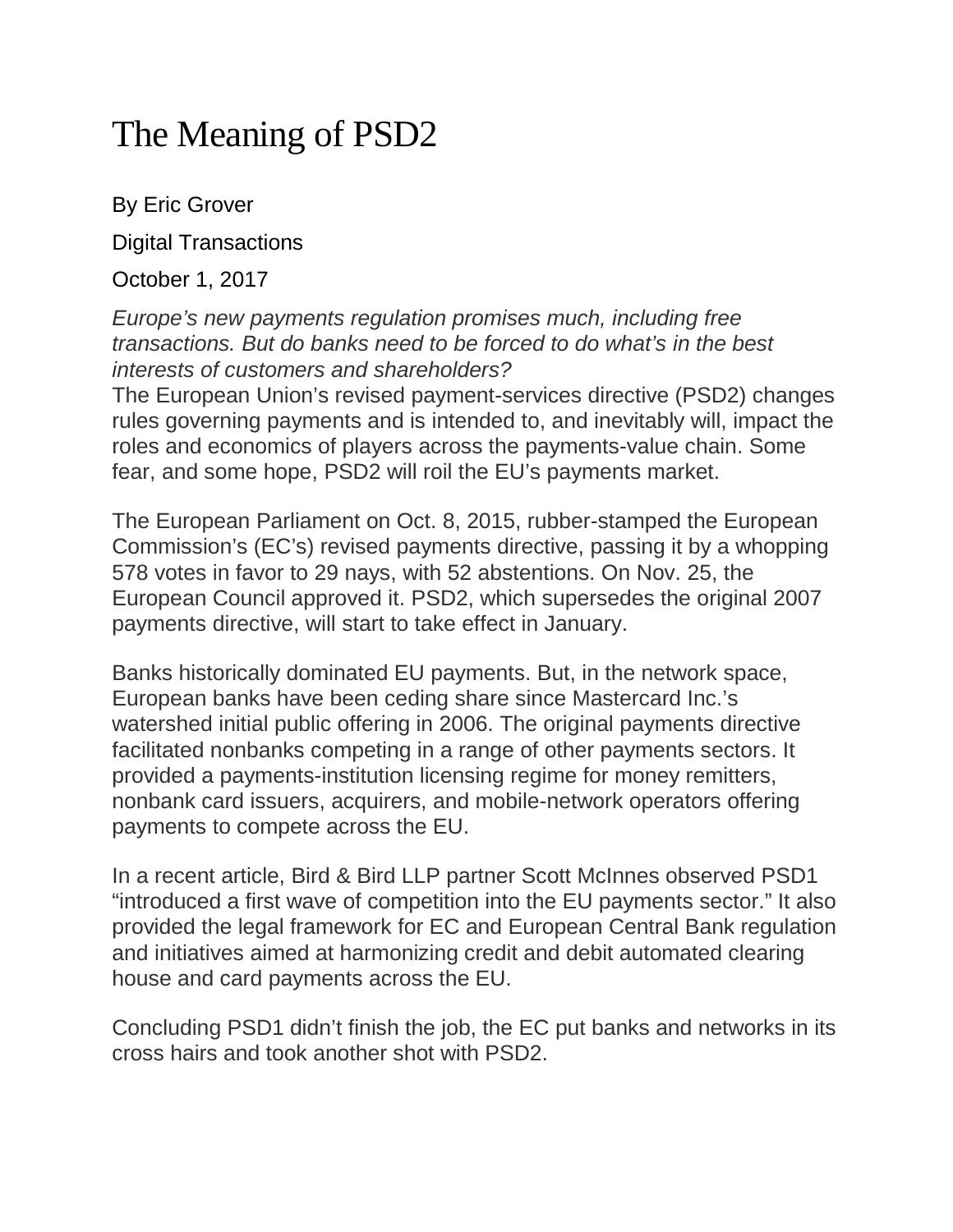# The Meaning of PSD2

By Eric Grover

Digital Transactions

October 1, 2017

*Europe's new payments regulation promises much, including free transactions. But do banks need to be forced to do what's in the best interests of customers and shareholders?*

The European Union's revised payment-services directive (PSD2) changes rules governing payments and is intended to, and inevitably will, impact the roles and economics of players across the payments-value chain. Some fear, and some hope, PSD2 will roil the EU's payments market.

The European Parliament on Oct. 8, 2015, rubber-stamped the European Commission's (EC's) revised payments directive, passing it by a whopping 578 votes in favor to 29 nays, with 52 abstentions. On Nov. 25, the European Council approved it. PSD2, which supersedes the original 2007 payments directive, will start to take effect in January.

Banks historically dominated EU payments. But, in the network space, European banks have been ceding share since Mastercard Inc.'s watershed initial public offering in 2006. The original payments directive facilitated nonbanks competing in a range of other payments sectors. It provided a payments-institution licensing regime for money remitters, nonbank card issuers, acquirers, and mobile-network operators offering payments to compete across the EU.

In a recent article, Bird & Bird LLP partner Scott McInnes observed PSD1 "introduced a first wave of competition into the EU payments sector." It also provided the legal framework for EC and European Central Bank regulation and initiatives aimed at harmonizing credit and debit automated clearing house and card payments across the EU.

Concluding PSD1 didn't finish the job, the EC put banks and networks in its cross hairs and took another shot with PSD2.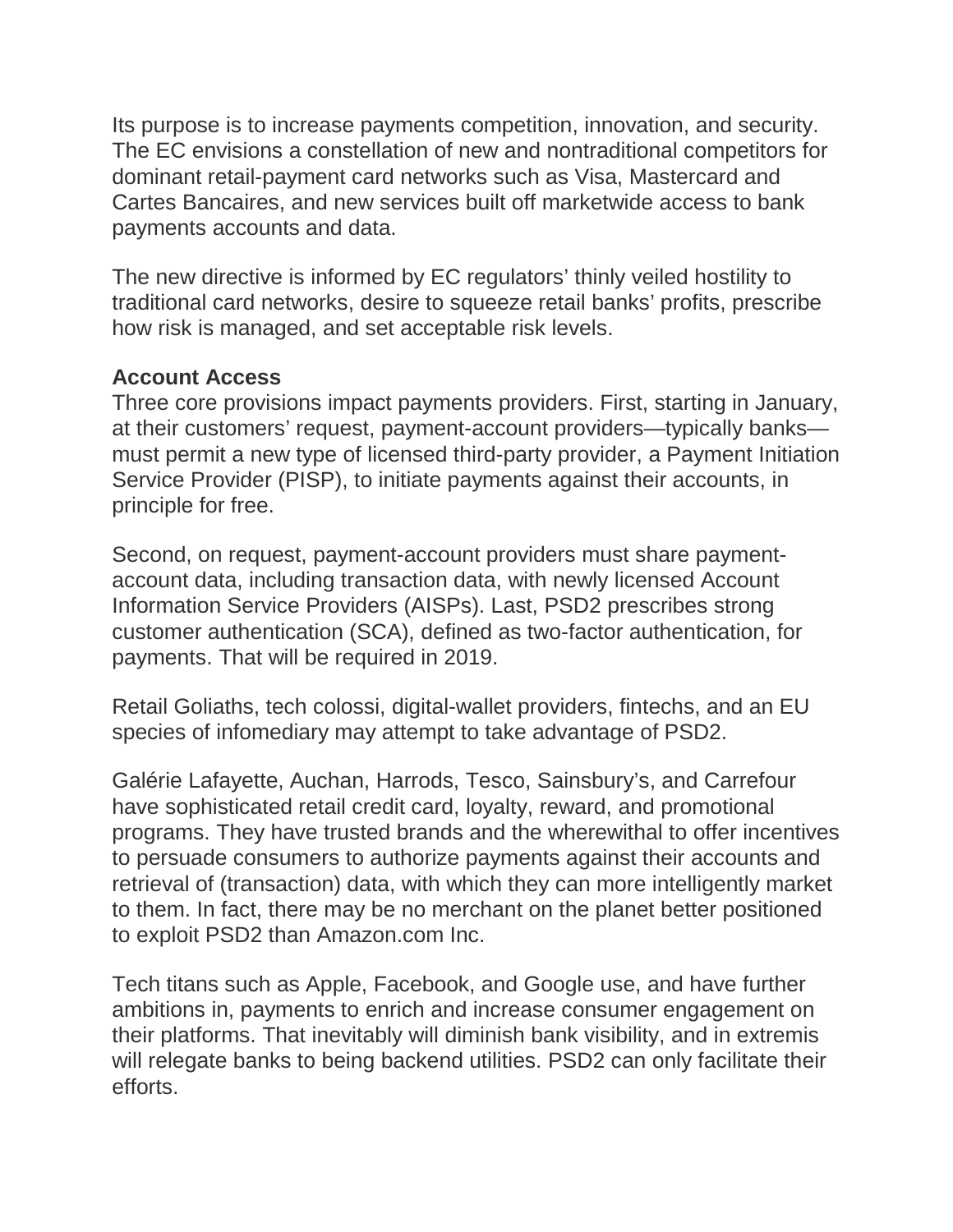Its purpose is to increase payments competition, innovation, and security. The EC envisions a constellation of new and nontraditional competitors for dominant retail-payment card networks such as Visa, Mastercard and Cartes Bancaires, and new services built off marketwide access to bank payments accounts and data.

The new directive is informed by EC regulators' thinly veiled hostility to traditional card networks, desire to squeeze retail banks' profits, prescribe how risk is managed, and set acceptable risk levels.

**Account Access**

Three core provisions impact payments providers. First, starting in January, at their customers' request, payment-account providers—typically banks—must permit a new type of licensed third-party provider, a Payment Initiation Service Provider (PISP), to initiate payments against their accounts, in principle for free.

Second, on request, payment-account providers must share payment-account data, including transaction data, with newly licensed Account Information Service Providers (AISPs). Last, PSD2 prescribes strong customer authentication (SCA), defined as two-factor authentication, for payments. That will be required in 2019.

Retail Goliaths, tech colossi, digital-wallet providers, fintechs, and an EU species of infomediary may attempt to take advantage of PSD2.

Galérie Lafayette, Auchan, Harrods, Tesco, Sainsbury's, and Carrefour have sophisticated retail credit card, loyalty, reward, and promotional programs. They have trusted brands and the wherewithal to offer incentives to persuade consumers to authorize payments against their accounts and retrieval of (transaction) data, with which they can more intelligently market to them. In fact, there may be no merchant on the planet better positioned to exploit PSD2 than Amazon.com Inc.

Tech titans such as Apple, Facebook, and Google use, and have further ambitions in, payments to enrich and increase consumer engagement on their platforms. That inevitably will diminish bank visibility, and in extremis will relegate banks to being backend utilities. PSD2 can only facilitate their efforts.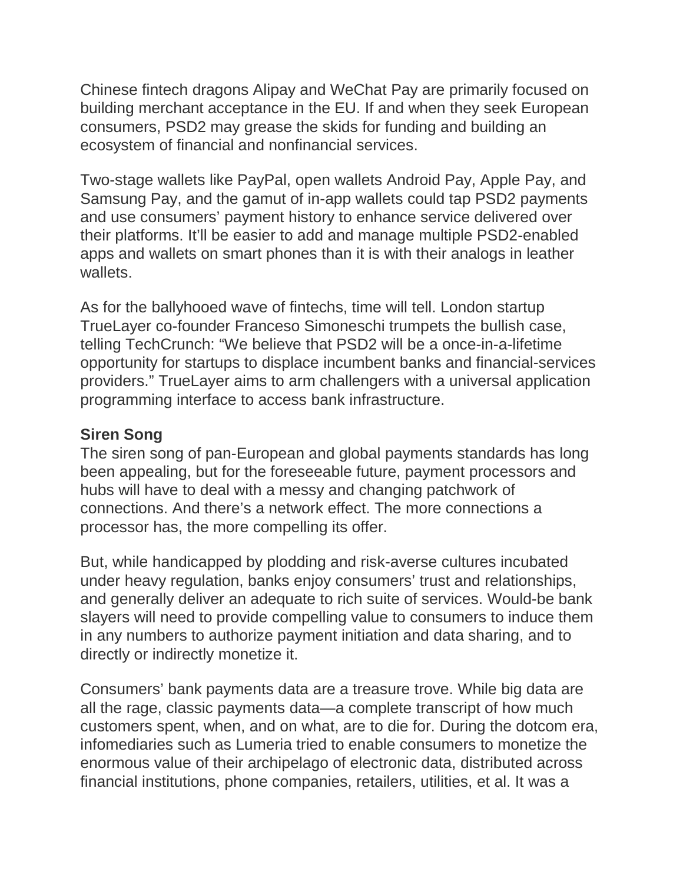Chinese fintech dragons Alipay and WeChat Pay are primarily focused on building merchant acceptance in the EU. If and when they seek European consumers, PSD2 may grease the skids for funding and building an ecosystem of financial and nonfinancial services.

Two-stage wallets like PayPal, open wallets Android Pay, Apple Pay, and Samsung Pay, and the gamut of in-app wallets could tap PSD2 payments and use consumers' payment history to enhance service delivered over their platforms. It'll be easier to add and manage multiple PSD2-enabled apps and wallets on smart phones than it is with their analogs in leather wallets.

As for the ballyhooed wave of fintechs, time will tell. London startup TrueLayer co-founder Franceso Simoneschi trumpets the bullish case, telling TechCrunch: "We believe that PSD2 will be a once-in-a-lifetime opportunity for startups to displace incumbent banks and financial-services providers." TrueLayer aims to arm challengers with a universal application programming interface to access bank infrastructure.

**Siren Song**

The siren song of pan-European and global payments standards has long been appealing, but for the foreseeable future, payment processors and hubs will have to deal with a messy and changing patchwork of connections. And there's a network effect. The more connections a processor has, the more compelling its offer.

But, while handicapped by plodding and risk-averse cultures incubated under heavy regulation, banks enjoy consumers' trust and relationships, and generally deliver an adequate to rich suite of services. Would-be bank slayers will need to provide compelling value to consumers to induce them in any numbers to authorize payment initiation and data sharing, and to directly or indirectly monetize it.

Consumers' bank payments data are a treasure trove. While big data are all the rage, classic payments data—a complete transcript of how much customers spent, when, and on what, are to die for. During the dotcom era, infomediaries such as Lumeria tried to enable consumers to monetize the enormous value of their archipelago of electronic data, distributed across financial institutions, phone companies, retailers, utilities, et al. It was a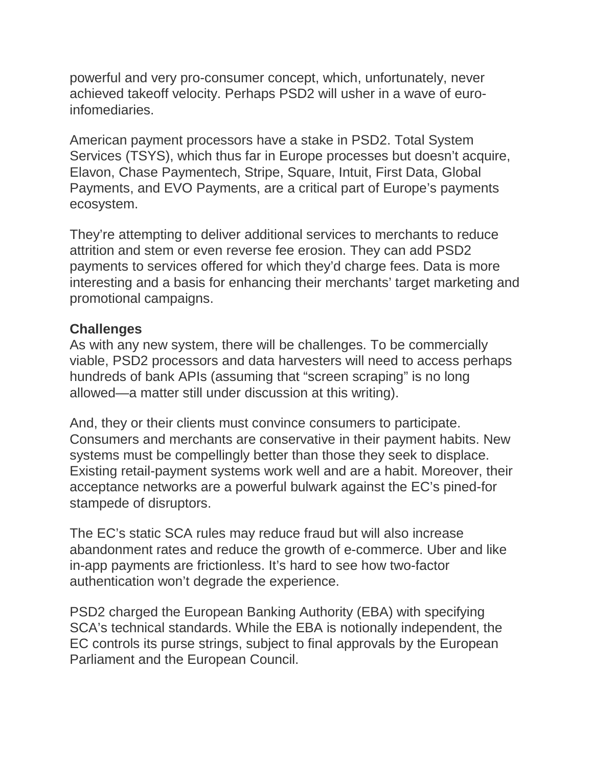powerful and very pro-consumer concept, which, unfortunately, never achieved takeoff velocity. Perhaps PSD2 will usher in a wave of euro-infomediaries.

American payment processors have a stake in PSD2. Total System Services (TSYS), which thus far in Europe processes but doesn't acquire, Elavon, Chase Paymentech, Stripe, Square, Intuit, First Data, Global Payments, and EVO Payments, are a critical part of Europe's payments ecosystem.

They're attempting to deliver additional services to merchants to reduce attrition and stem or even reverse fee erosion. They can add PSD2 payments to services offered for which they'd charge fees. Data is more interesting and a basis for enhancing their merchants' target marketing and promotional campaigns.

**Challenges**

As with any new system, there will be challenges. To be commercially viable, PSD2 processors and data harvesters will need to access perhaps hundreds of bank APIs (assuming that "screen scraping" is no long allowed—a matter still under discussion at this writing).

And, they or their clients must convince consumers to participate. Consumers and merchants are conservative in their payment habits. New systems must be compellingly better than those they seek to displace. Existing retail-payment systems work well and are a habit. Moreover, their acceptance networks are a powerful bulwark against the EC's pined-for stampede of disruptors.

The EC's static SCA rules may reduce fraud but will also increase abandonment rates and reduce the growth of e-commerce. Uber and like in-app payments are frictionless. It's hard to see how two-factor authentication won't degrade the experience.

PSD2 charged the European Banking Authority (EBA) with specifying SCA's technical standards. While the EBA is notionally independent, the EC controls its purse strings, subject to final approvals by the European Parliament and the European Council.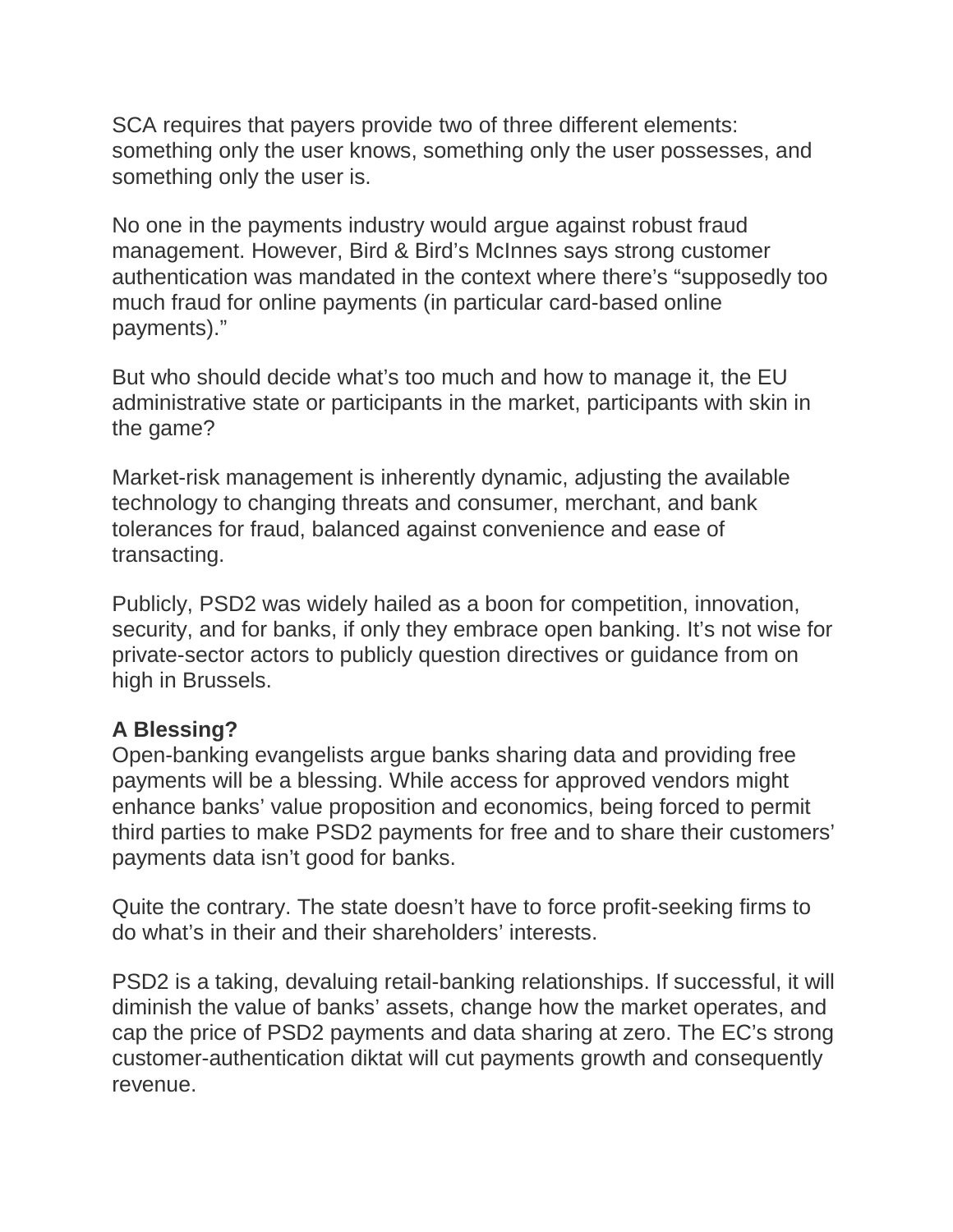SCA requires that payers provide two of three different elements: something only the user knows, something only the user possesses, and something only the user is.

No one in the payments industry would argue against robust fraud management. However, Bird & Bird's McInnes says strong customer authentication was mandated in the context where there's "supposedly too much fraud for online payments (in particular card-based online payments)."

But who should decide what's too much and how to manage it, the EU administrative state or participants in the market, participants with skin in the game?

Market-risk management is inherently dynamic, adjusting the available technology to changing threats and consumer, merchant, and bank tolerances for fraud, balanced against convenience and ease of transacting.

Publicly, PSD2 was widely hailed as a boon for competition, innovation, security, and for banks, if only they embrace open banking. It's not wise for private-sector actors to publicly question directives or guidance from on high in Brussels.

**A Blessing?**

Open-banking evangelists argue banks sharing data and providing free payments will be a blessing. While access for approved vendors might enhance banks' value proposition and economics, being forced to permit third parties to make PSD2 payments for free and to share their customers' payments data isn't good for banks.

Quite the contrary. The state doesn't have to force profit-seeking firms to do what's in their and their shareholders' interests.

PSD2 is a taking, devaluing retail-banking relationships. If successful, it will diminish the value of banks' assets, change how the market operates, and cap the price of PSD2 payments and data sharing at zero. The EC's strong customer-authentication diktat will cut payments growth and consequently revenue.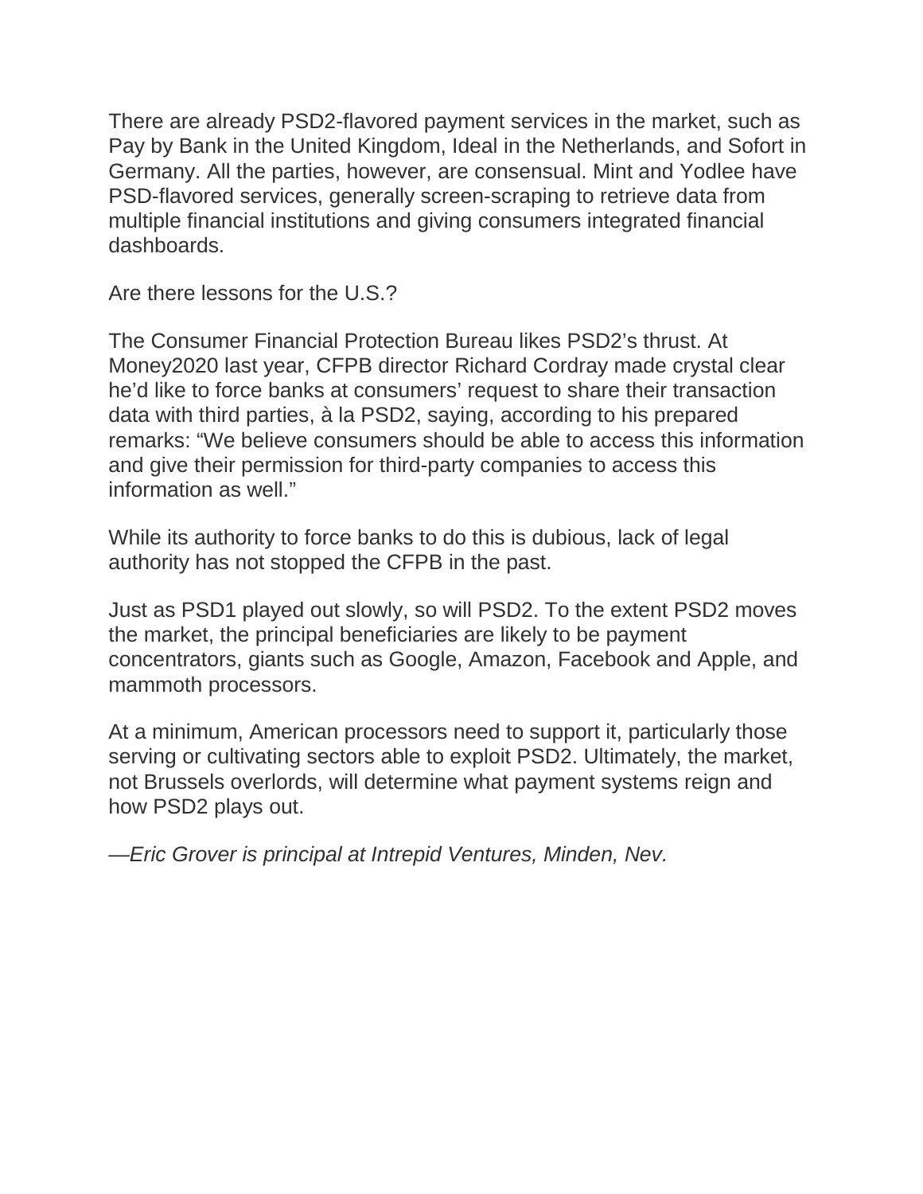There are already PSD2-flavored payment services in the market, such as Pay by Bank in the United Kingdom, Ideal in the Netherlands, and Sofort in Germany. All the parties, however, are consensual. Mint and Yodlee have PSD-flavored services, generally screen-scraping to retrieve data from multiple financial institutions and giving consumers integrated financial dashboards.

Are there lessons for the U.S.?

The Consumer Financial Protection Bureau likes PSD2's thrust. At Money2020 last year, CFPB director Richard Cordray made crystal clear he'd like to force banks at consumers' request to share their transaction data with third parties, à la PSD2, saying, according to his prepared remarks: "We believe consumers should be able to access this information and give their permission for third-party companies to access this information as well."

While its authority to force banks to do this is dubious, lack of legal authority has not stopped the CFPB in the past.

Just as PSD1 played out slowly, so will PSD2. To the extent PSD2 moves the market, the principal beneficiaries are likely to be payment concentrators, giants such as Google, Amazon, Facebook and Apple, and mammoth processors.

At a minimum, American processors need to support it, particularly those serving or cultivating sectors able to exploit PSD2. Ultimately, the market, not Brussels overlords, will determine what payment systems reign and how PSD2 plays out.

*—Eric Grover is principal at Intrepid Ventures, Minden, Nev.*